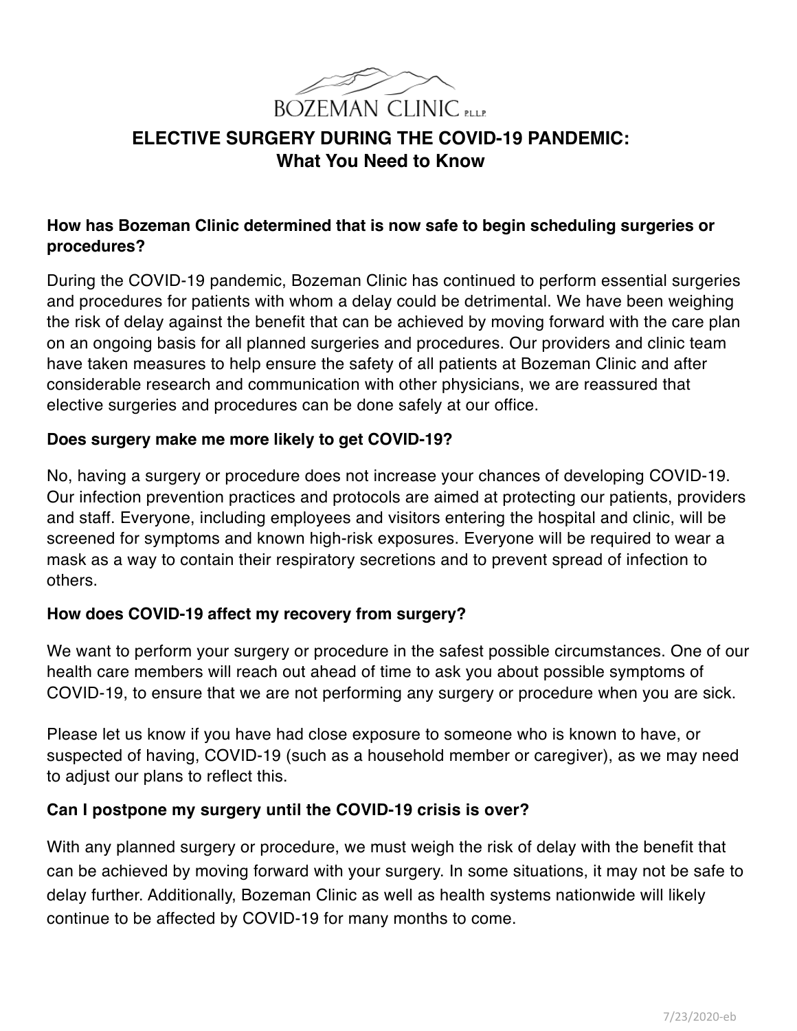BOZEMAN CLINIC P.L.L.P.

# ELECTIVE SURGERY DURING THE COVID-19 PANDEMIC: What You Need to Know

**How has Bozeman Clinic determined that is now safe to begin scheduling surgeries or procedures?**

During the COVID-19 pandemic, Bozeman Clinic has continued to perform essential surgeries and procedures for patients with whom a delay could be detrimental. We have been weighing the risk of delay against the benefit that can be achieved by moving forward with the care plan on an ongoing basis for all planned surgeries and procedures. Our providers and clinic team have taken measures to help ensure the safety of all patients at Bozeman Clinic and after considerable research and communication with other physicians, we are reassured that elective surgeries and procedures can be done safely at our office.

**Does surgery make me more likely to get COVID-19?**

No, having a surgery or procedure does not increase your chances of developing COVID-19. Our infection prevention practices and protocols are aimed at protecting our patients, providers and staff. Everyone, including employees and visitors entering the hospital and clinic, will be screened for symptoms and known high-risk exposures. Everyone will be required to wear a mask as a way to contain their respiratory secretions and to prevent spread of infection to others.

**How does COVID-19 affect my recovery from surgery?**

We want to perform your surgery or procedure in the safest possible circumstances. One of our health care members will reach out ahead of time to ask you about possible symptoms of COVID-19, to ensure that we are not performing any surgery or procedure when you are sick.

Please let us know if you have had close exposure to someone who is known to have, or suspected of having, COVID-19 (such as a household member or caregiver), as we may need to adjust our plans to reflect this.

**Can I postpone my surgery until the COVID-19 crisis is over?**

With any planned surgery or procedure, we must weigh the risk of delay with the benefit that can be achieved by moving forward with your surgery. In some situations, it may not be safe to delay further. Additionally, Bozeman Clinic as well as health systems nationwide will likely continue to be affected by COVID-19 for many months to come.

7/23/2020-eb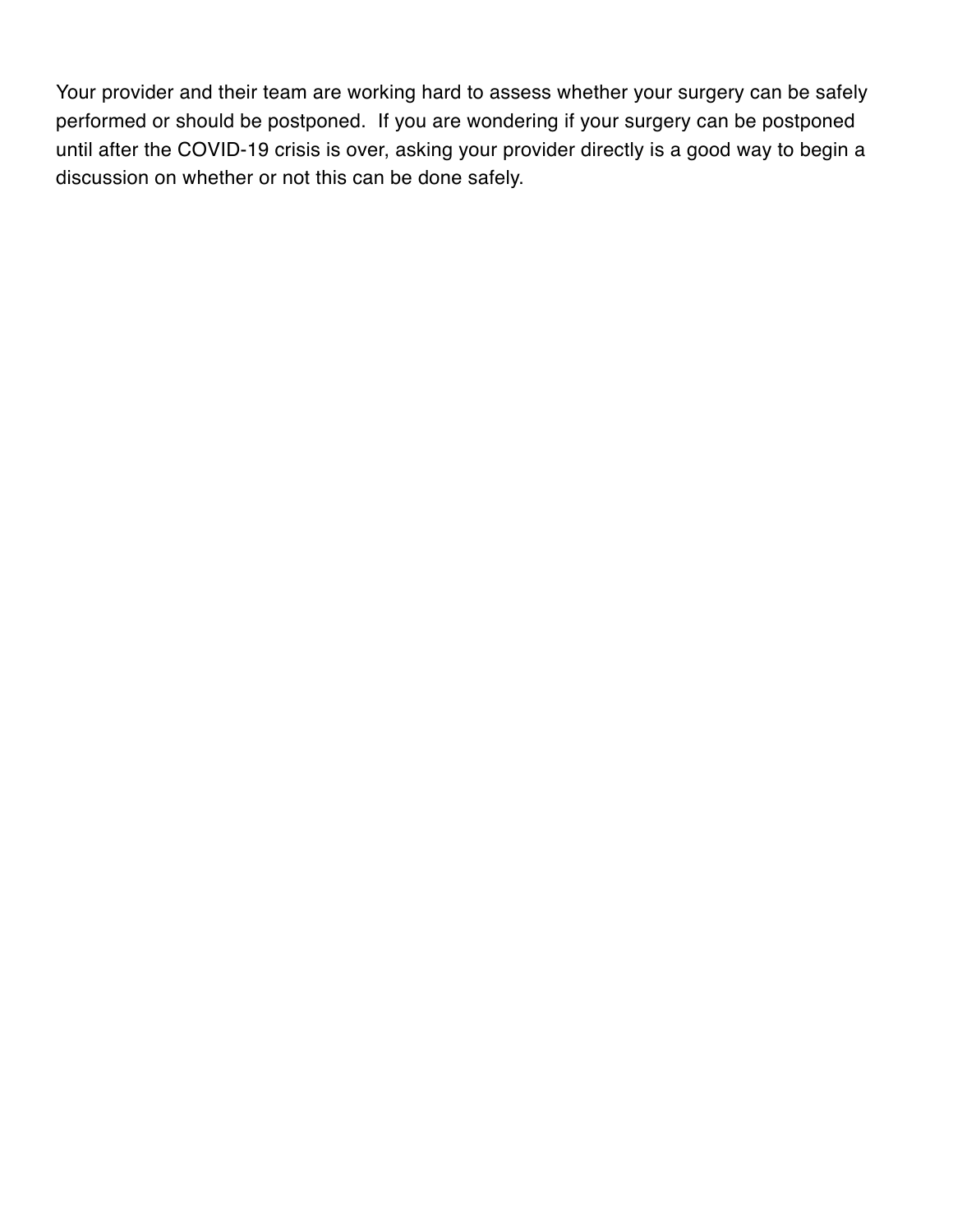Your provider and their team are working hard to assess whether your surgery can be safely performed or should be postponed. If you are wondering if your surgery can be postponed until after the COVID-19 crisis is over, asking your provider directly is a good way to begin a discussion on whether or not this can be done safely.